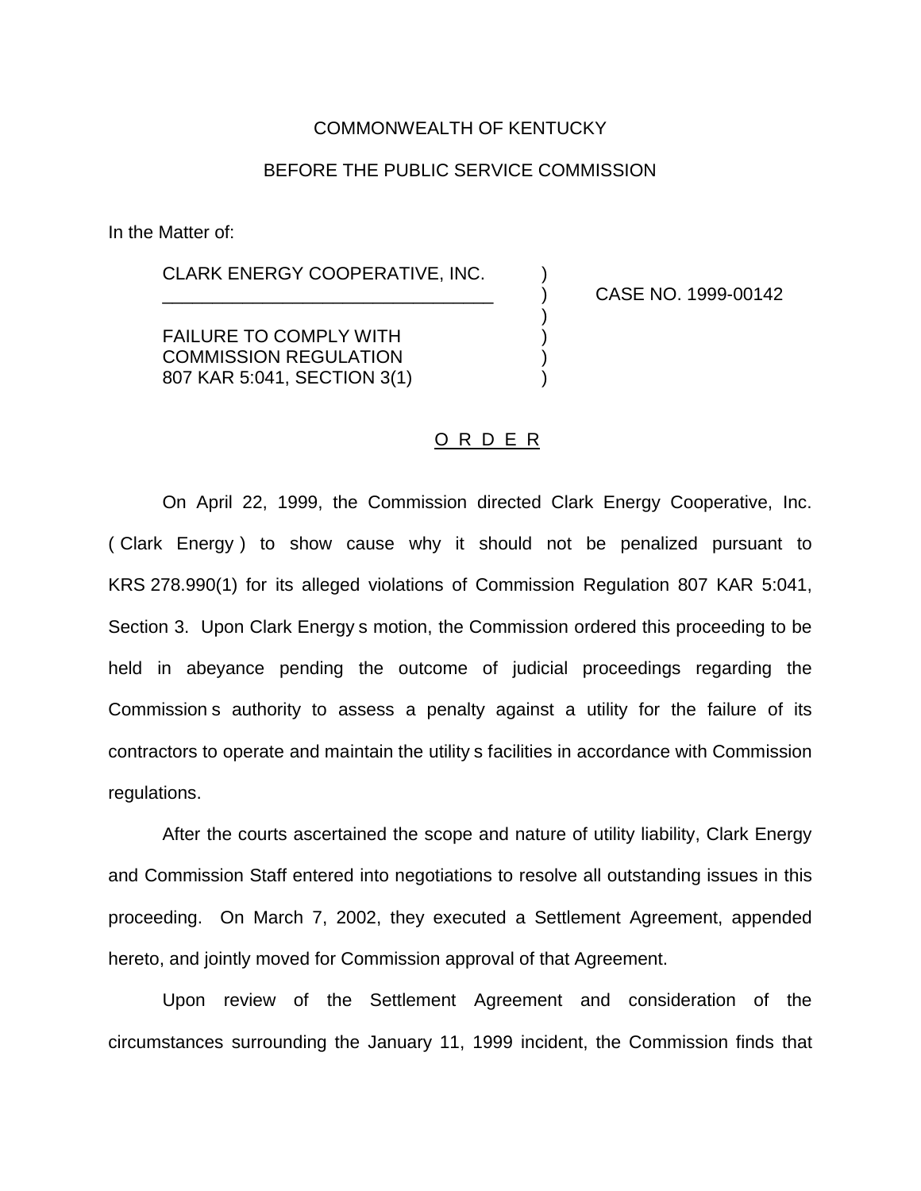COMMONWEALTH OF KENTUCKY

BEFORE THE PUBLIC SERVICE COMMISSION

In the Matter of:

| | | |
|---|---|---|
| CLARK ENERGY COOPERATIVE, INC. | ) | |
| _________________________________ | ) | CASE NO. 1999-00142 |
| | ) | |
| FAILURE TO COMPLY WITH | ) | |
| COMMISSION REGULATION | ) | |
| 807 KAR 5:041, SECTION 3(1) | ) | |

## O R D E R

On April 22, 1999, the Commission directed Clark Energy Cooperative, Inc. ( Clark Energy ) to show cause why it should not be penalized pursuant to KRS 278.990(1) for its alleged violations of Commission Regulation 807 KAR 5:041, Section 3. Upon Clark Energy s motion, the Commission ordered this proceeding to be held in abeyance pending the outcome of judicial proceedings regarding the Commission s authority to assess a penalty against a utility for the failure of its contractors to operate and maintain the utility s facilities in accordance with Commission regulations.

After the courts ascertained the scope and nature of utility liability, Clark Energy and Commission Staff entered into negotiations to resolve all outstanding issues in this proceeding. On March 7, 2002, they executed a Settlement Agreement, appended hereto, and jointly moved for Commission approval of that Agreement.

Upon review of the Settlement Agreement and consideration of the circumstances surrounding the January 11, 1999 incident, the Commission finds that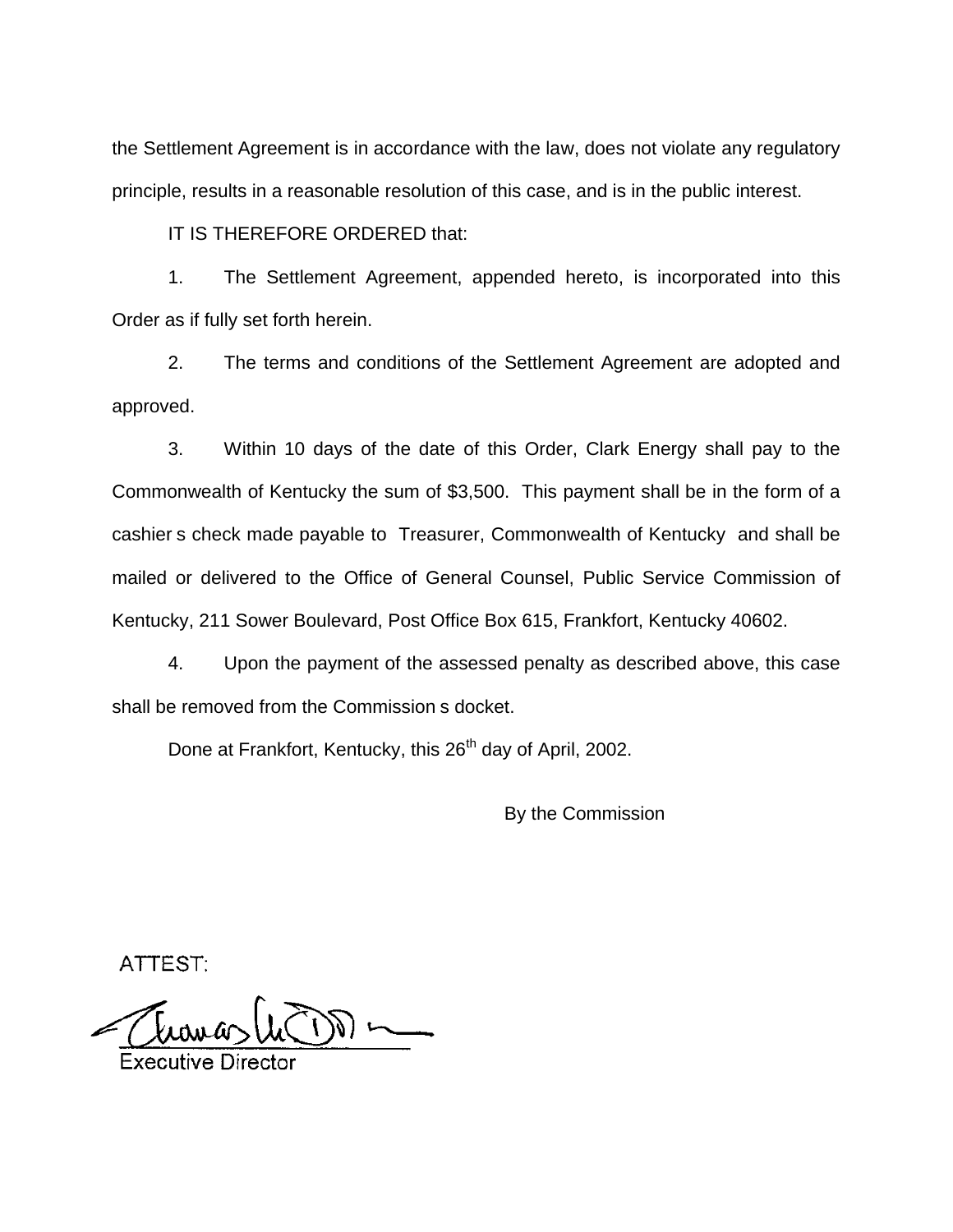the Settlement Agreement is in accordance with the law, does not violate any regulatory principle, results in a reasonable resolution of this case, and is in the public interest.

IT IS THEREFORE ORDERED that:

1. The Settlement Agreement, appended hereto, is incorporated into this Order as if fully set forth herein.

2. The terms and conditions of the Settlement Agreement are adopted and approved.

3. Within 10 days of the date of this Order, Clark Energy shall pay to the Commonwealth of Kentucky the sum of $3,500. This payment shall be in the form of a cashier s check made payable to Treasurer, Commonwealth of Kentucky and shall be mailed or delivered to the Office of General Counsel, Public Service Commission of Kentucky, 211 Sower Boulevard, Post Office Box 615, Frankfort, Kentucky 40602.

4. Upon the payment of the assessed penalty as described above, this case shall be removed from the Commission s docket.

Done at Frankfort, Kentucky, this 26th day of April, 2002.

By the Commission

ATTEST:

Executive Director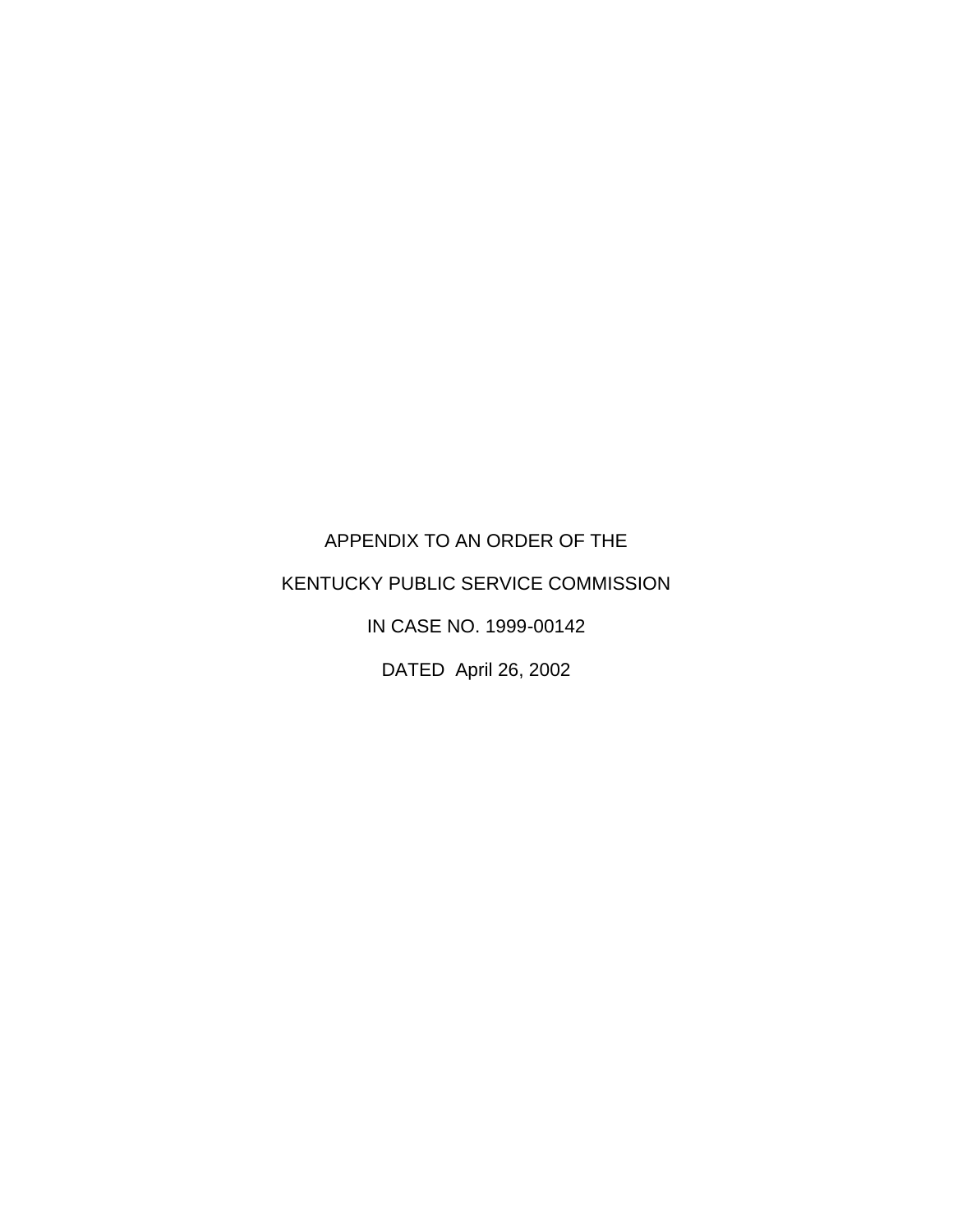APPENDIX TO AN ORDER OF THE

KENTUCKY PUBLIC SERVICE COMMISSION

IN CASE NO. 1999-00142

DATED April 26, 2002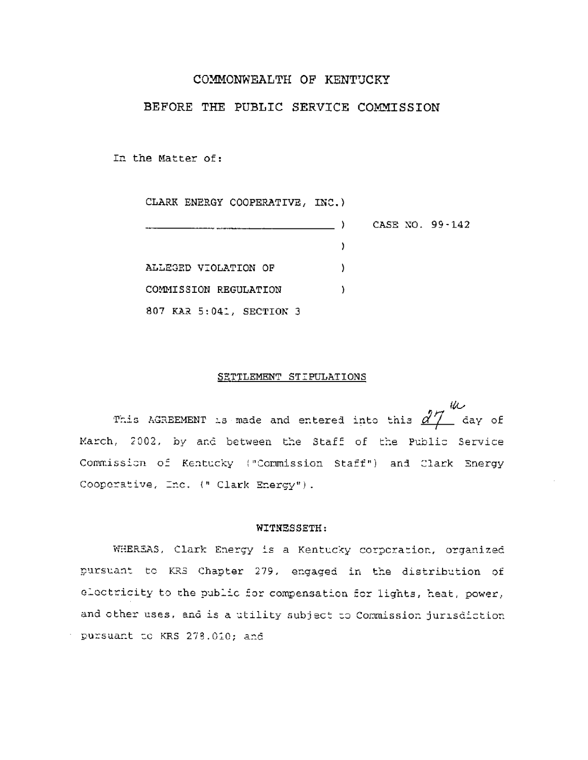# COMMONWEALTH OF KENTUCKY

## BEFORE THE PUBLIC SERVICE COMMISSION

In the Matter of:

CLARK ENERGY COOPERATIVE, INC.)
\_\_\_\_\_\_\_\_\_\_\_\_\_\_\_\_\_\_\_\_\_\_\_\_\_\_\_\_\_\_\_\_ ) CASE NO. 99-142
)
ALLEGED VIOLATION OF )
COMMISSION REGULATION )
807 KAR 5:041, SECTION 3

### SETTLEMENT STIPULATIONS

This AGREEMENT is made and entered into this 27th day of March, 2002, by and between the Staff of the Public Service Commission of Kentucky ("Commission Staff") and Clark Energy Cooperative, Inc. (" Clark Energy").

### WITNESSETH:

WHEREAS, Clark Energy is a Kentucky corporation, organized pursuant to KRS Chapter 279, engaged in the distribution of electricity to the public for compensation for lights, heat, power, and other uses, and is a utility subject to Commission jurisdiction pursuant to KRS 278.010; and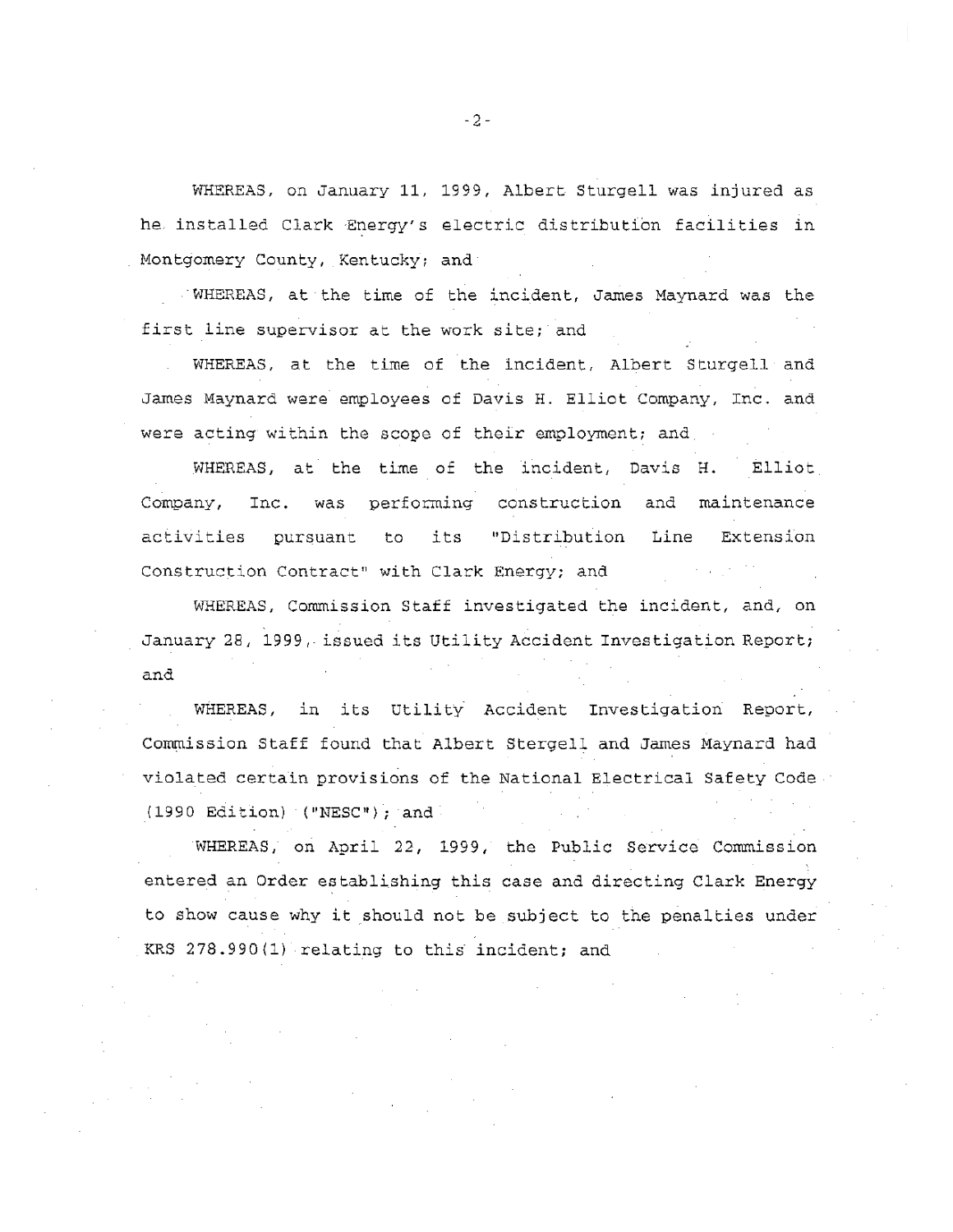WHEREAS, on January 11, 1999, Albert Sturgell was injured as he installed Clark Energy's electric distribution facilities in Montgomery County, Kentucky; and

WHEREAS, at the time of the incident, James Maynard was the first line supervisor at the work site; and

WHEREAS, at the time of the incident, Albert Sturgell and James Maynard were employees of Davis H. Elliot Company, Inc. and were acting within the scope of their employment; and

WHEREAS, at the time of the incident, Davis H. Elliot Company, Inc. was performing construction and maintenance activities pursuant to its "Distribution Line Extension Construction Contract" with Clark Energy; and

WHEREAS, Commission Staff investigated the incident, and, on January 28, 1999, issued its Utility Accident Investigation Report; and

WHEREAS, in its Utility Accident Investigation Report, Commission Staff found that Albert Stergell and James Maynard had violated certain provisions of the National Electrical Safety Code (1990 Edition) ("NESC"); and

WHEREAS, on April 22, 1999, the Public Service Commission entered an Order establishing this case and directing Clark Energy to show cause why it should not be subject to the penalties under KRS 278.990(1) relating to this incident; and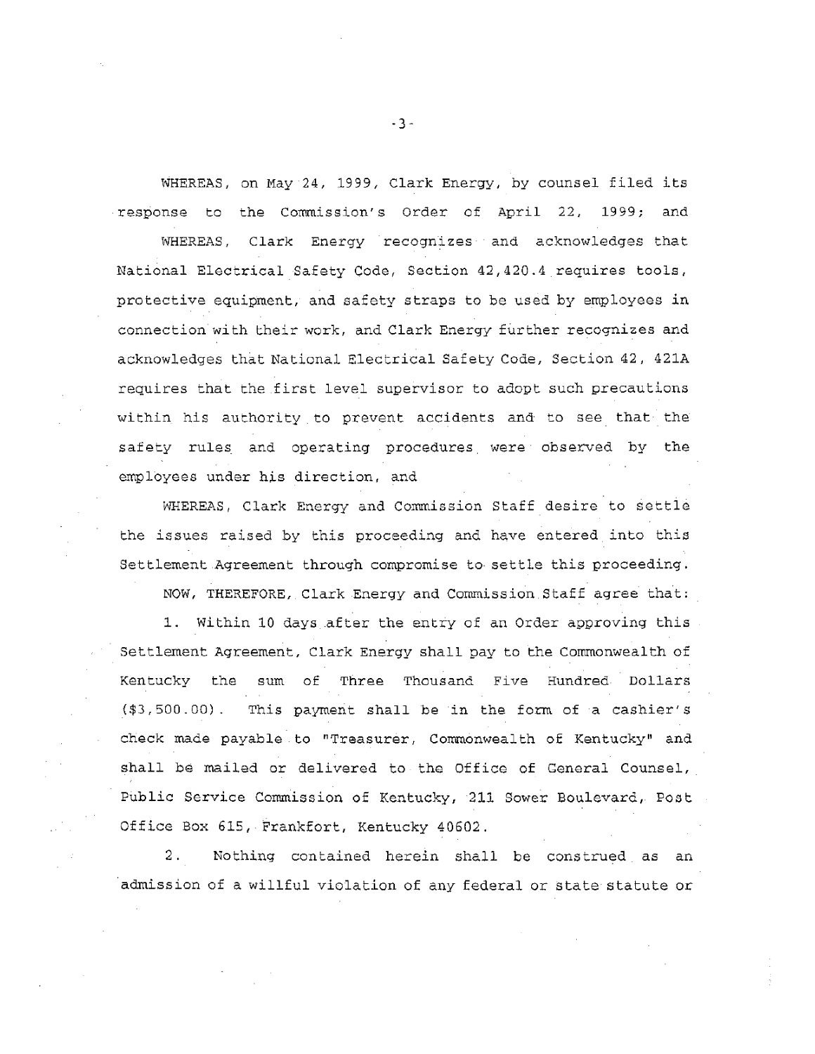WHEREAS, on May 24, 1999, Clark Energy, by counsel filed its response to the Commission's Order of April 22, 1999; and

WHEREAS, Clark Energy recognizes and acknowledges that National Electrical Safety Code, Section 42,420.4 requires tools, protective equipment, and safety straps to be used by employees in connection with their work, and Clark Energy further recognizes and acknowledges that National Electrical Safety Code, Section 42, 421A requires that the first level supervisor to adopt such precautions within his authority to prevent accidents and to see that the safety rules and operating procedures were observed by the employees under his direction, and

WHEREAS, Clark Energy and Commission Staff desire to settle the issues raised by this proceeding and have entered into this Settlement Agreement through compromise to settle this proceeding.

NOW, THEREFORE, Clark Energy and Commission Staff agree that:

1. Within 10 days after the entry of an Order approving this Settlement Agreement, Clark Energy shall pay to the Commonwealth of Kentucky the sum of Three Thousand Five Hundred Dollars ($3,500.00). This payment shall be in the form of a cashier's check made payable to "Treasurer, Commonwealth of Kentucky" and shall be mailed or delivered to the Office of General Counsel, Public Service Commission of Kentucky, 211 Sower Boulevard, Post Office Box 615, Frankfort, Kentucky 40602.

2. Nothing contained herein shall be construed as an admission of a willful violation of any federal or state statute or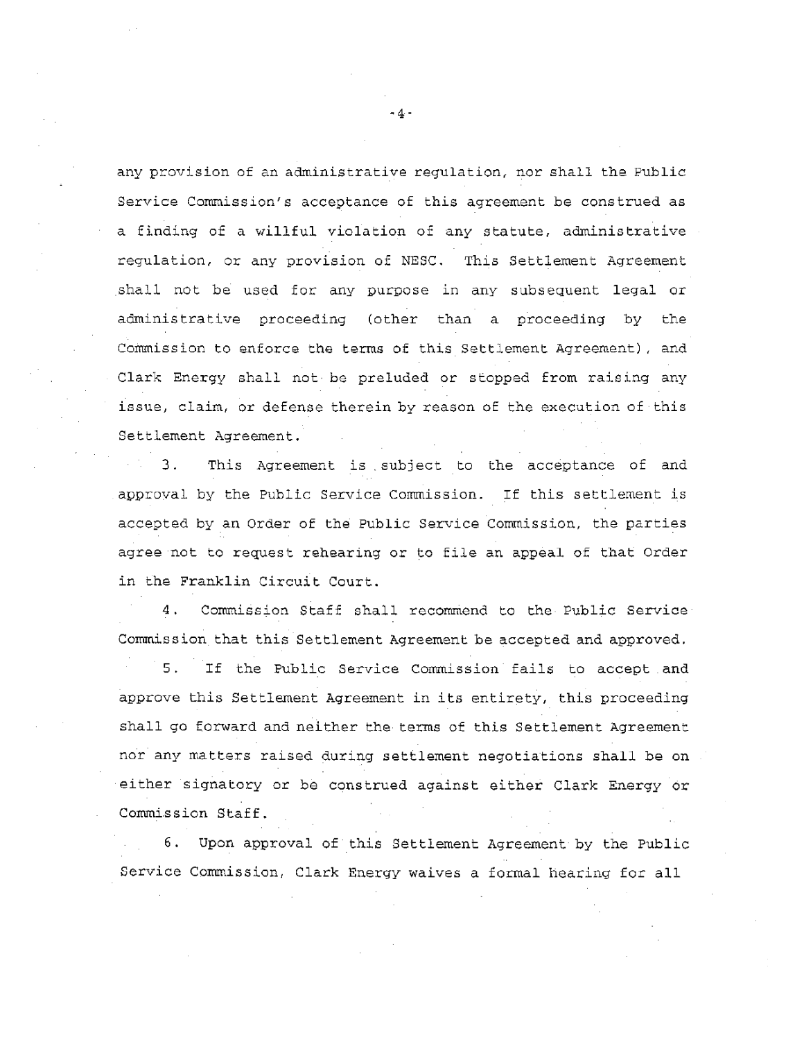any provision of an administrative regulation, nor shall the Public Service Commission's acceptance of this agreement be construed as a finding of a willful violation of any statute, administrative regulation, or any provision of NESC. This Settlement Agreement shall not be used for any purpose in any subsequent legal or administrative proceeding (other than a proceeding by the Commission to enforce the terms of this Settlement Agreement), and Clark Energy shall not be preluded or stopped from raising any issue, claim, or defense therein by reason of the execution of this Settlement Agreement.

3. This Agreement is subject to the acceptance of and approval by the Public Service Commission. If this settlement is accepted by an Order of the Public Service Commission, the parties agree not to request rehearing or to file an appeal of that Order in the Franklin Circuit Court.

4. Commission Staff shall recommend to the Public Service Commission that this Settlement Agreement be accepted and approved.

5. If the Public Service Commission fails to accept and approve this Settlement Agreement in its entirety, this proceeding shall go forward and neither the terms of this Settlement Agreement nor any matters raised during settlement negotiations shall be on either signatory or be construed against either Clark Energy or Commission Staff.

6. Upon approval of this Settlement Agreement by the Public Service Commission, Clark Energy waives a formal hearing for all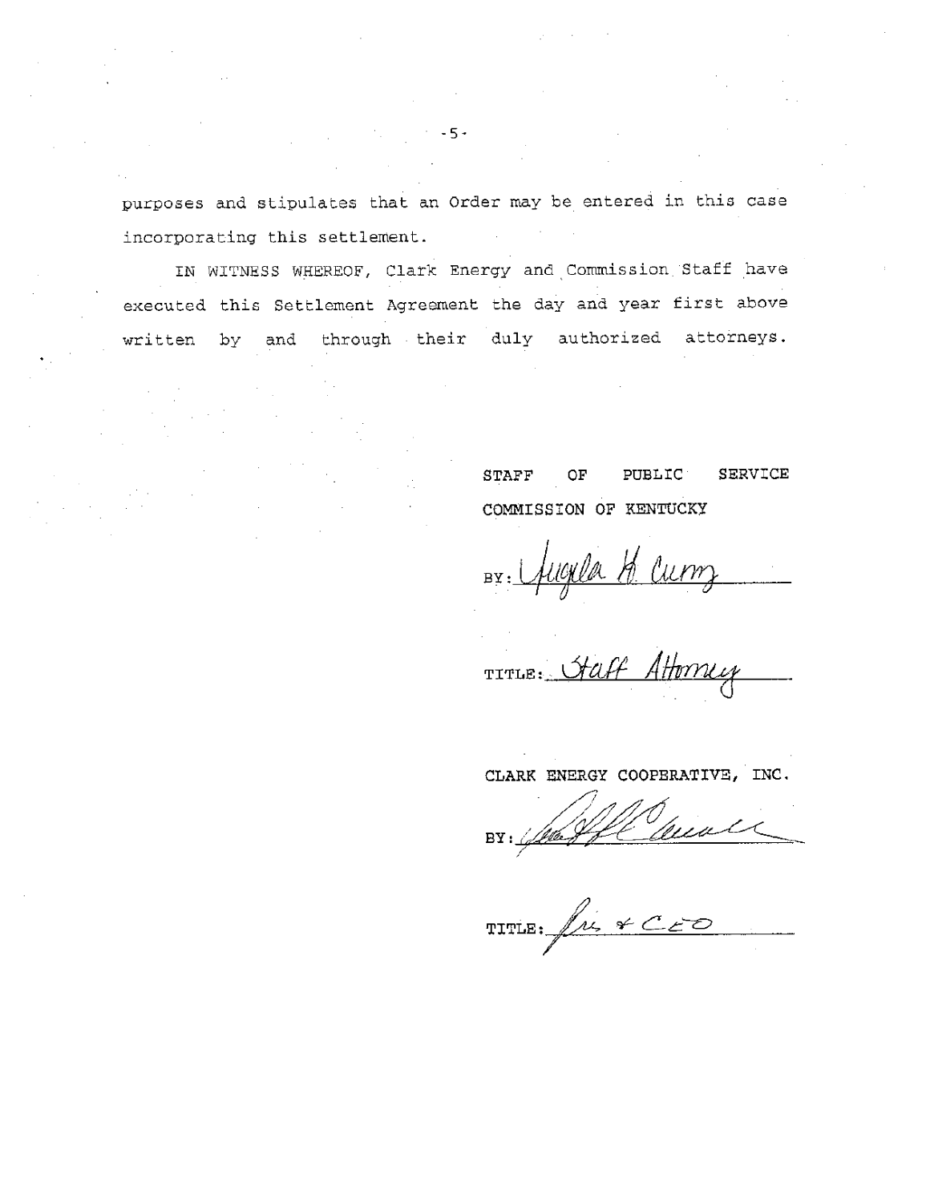purposes and stipulates that an Order may be entered in this case incorporating this settlement.

IN WITNESS WHEREOF, Clark Energy and Commission Staff have executed this Settlement Agreement the day and year first above written by and through their duly authorized attorneys.

STAFF OF PUBLIC SERVICE COMMISSION OF KENTUCKY

BY: Angela H. Curry

TITLE: Staff Attorney

CLARK ENERGY COOPERATIVE, INC.

BY: _______________

TITLE: Pres & CEO